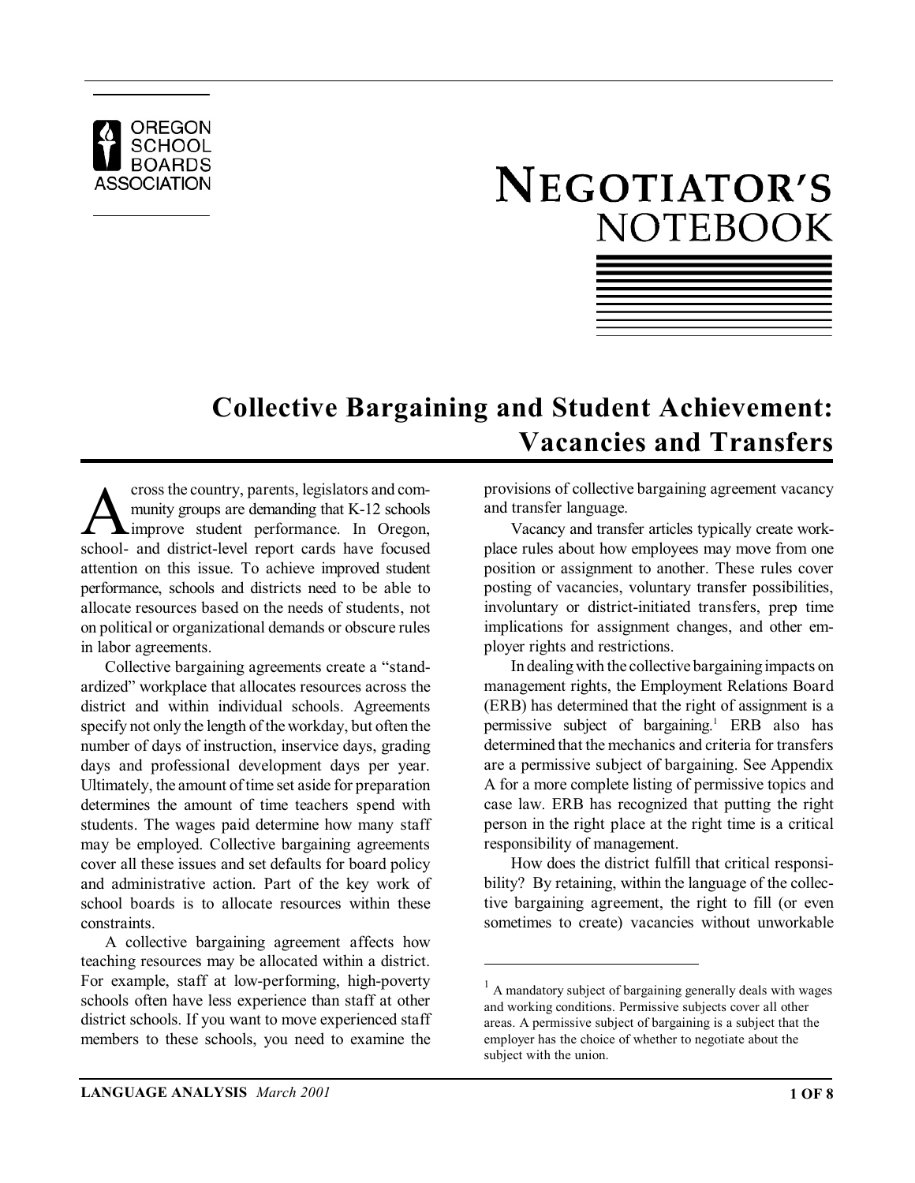OREGON SCHOOL BOARDS ASSOCIATION

# NEGOTIATOR'S NOTEBOOK

## Collective Bargaining and Student Achievement: Vacancies and Transfers

Across the country, parents, legislators and community groups are demanding that K-12 schools improve student performance. In Oregon, school- and district-level report cards have focused attention on this issue. To achieve improved student performance, schools and districts need to be able to allocate resources based on the needs of students, not on political or organizational demands or obscure rules in labor agreements.

Collective bargaining agreements create a "standardized" workplace that allocates resources across the district and within individual schools. Agreements specify not only the length of the workday, but often the number of days of instruction, inservice days, grading days and professional development days per year. Ultimately, the amount of time set aside for preparation determines the amount of time teachers spend with students. The wages paid determine how many staff may be employed. Collective bargaining agreements cover all these issues and set defaults for board policy and administrative action. Part of the key work of school boards is to allocate resources within these constraints.

A collective bargaining agreement affects how teaching resources may be allocated within a district. For example, staff at low-performing, high-poverty schools often have less experience than staff at other district schools. If you want to move experienced staff members to these schools, you need to examine the provisions of collective bargaining agreement vacancy and transfer language.

Vacancy and transfer articles typically create workplace rules about how employees may move from one position or assignment to another. These rules cover posting of vacancies, voluntary transfer possibilities, involuntary or district-initiated transfers, prep time implications for assignment changes, and other employer rights and restrictions.

In dealing with the collective bargaining impacts on management rights, the Employment Relations Board (ERB) has determined that the right of assignment is a permissive subject of bargaining.[1] ERB also has determined that the mechanics and criteria for transfers are a permissive subject of bargaining. See Appendix A for a more complete listing of permissive topics and case law. ERB has recognized that putting the right person in the right place at the right time is a critical responsibility of management.

How does the district fulfill that critical responsibility? By retaining, within the language of the collective bargaining agreement, the right to fill (or even sometimes to create) vacancies without unworkable

---

[1] A mandatory subject of bargaining generally deals with wages and working conditions. Permissive subjects cover all other areas. A permissive subject of bargaining is a subject that the employer has the choice of whether to negotiate about the subject with the union.

**LANGUAGE ANALYSIS** *March 2001*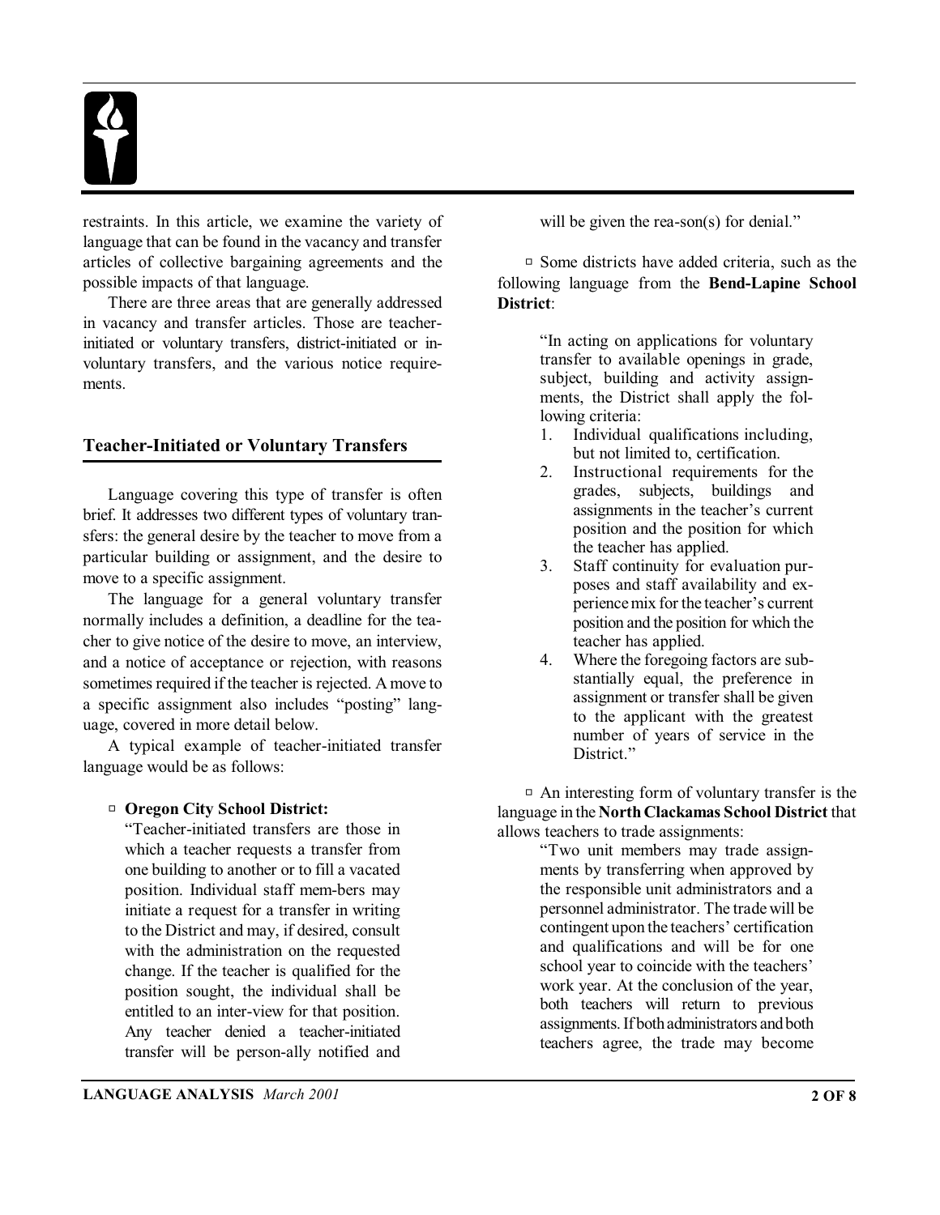restraints. In this article, we examine the variety of language that can be found in the vacancy and transfer articles of collective bargaining agreements and the possible impacts of that language.

There are three areas that are generally addressed in vacancy and transfer articles. Those are teacher-initiated or voluntary transfers, district-initiated or involuntary transfers, and the various notice requirements.

## Teacher-Initiated or Voluntary Transfers

Language covering this type of transfer is often brief. It addresses two different types of voluntary transfers: the general desire by the teacher to move from a particular building or assignment, and the desire to move to a specific assignment.

The language for a general voluntary transfer normally includes a definition, a deadline for the teacher to give notice of the desire to move, an interview, and a notice of acceptance or rejection, with reasons sometimes required if the teacher is rejected. A move to a specific assignment also includes "posting" language, covered in more detail below.

A typical example of teacher-initiated transfer language would be as follows:

- **Oregon City School District:**
  "Teacher-initiated transfers are those in which a teacher requests a transfer from one building to another or to fill a vacated position. Individual staff members may initiate a request for a transfer in writing to the District and may, if desired, consult with the administration on the requested change. If the teacher is qualified for the position sought, the individual shall be entitled to an interview for that position. Any teacher denied a teacher-initiated transfer will be personally notified and will be given the reason(s) for denial."

- Some districts have added criteria, such as the following language from the **Bend-Lapine School District**:

> "In acting on applications for voluntary transfer to available openings in grade, subject, building and activity assignments, the District shall apply the following criteria:
> 1. Individual qualifications including, but not limited to, certification.
> 2. Instructional requirements for the grades, subjects, buildings and assignments in the teacher's current position and the position for which the teacher has applied.
> 3. Staff continuity for evaluation purposes and staff availability and experience mix for the teacher's current position and the position for which the teacher has applied.
> 4. Where the foregoing factors are substantially equal, the preference in assignment or transfer shall be given to the applicant with the greatest number of years of service in the District."

- An interesting form of voluntary transfer is the language in the **North Clackamas School District** that allows teachers to trade assignments:

> "Two unit members may trade assignments by transferring when approved by the responsible unit administrators and a personnel administrator. The trade will be contingent upon the teachers' certification and qualifications and will be for one school year to coincide with the teachers' work year. At the conclusion of the year, both teachers will return to previous assignments. If both administrators and both teachers agree, the trade may become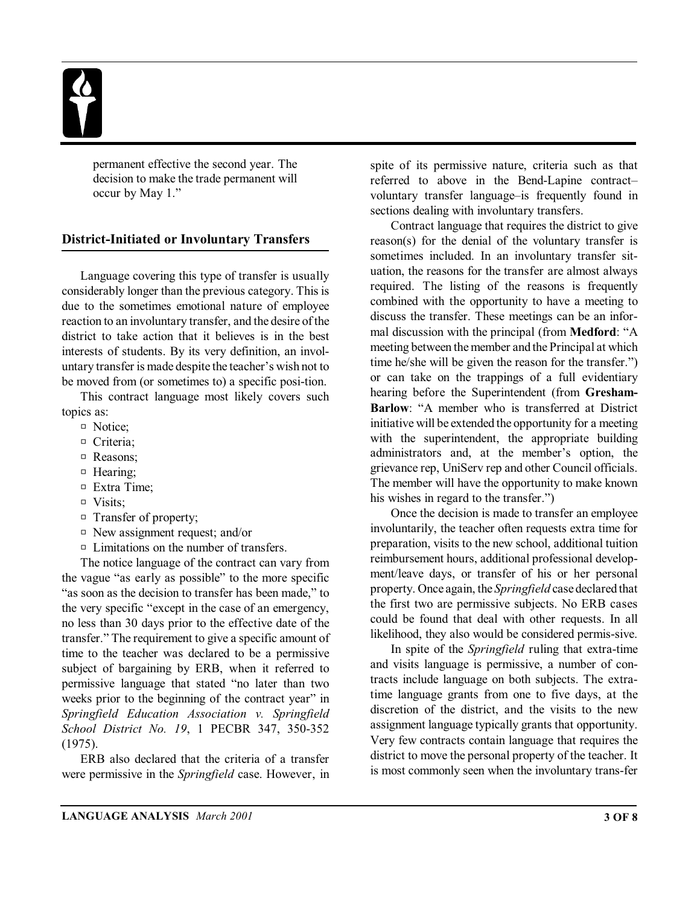permanent effective the second year. The decision to make the trade permanent will occur by May 1."

## District-Initiated or Involuntary Transfers

Language covering this type of transfer is usually considerably longer than the previous category. This is due to the sometimes emotional nature of employee reaction to an involuntary transfer, and the desire of the district to take action that it believes is in the best interests of students. By its very definition, an involuntary transfer is made despite the teacher's wish not to be moved from (or sometimes to) a specific position.

This contract language most likely covers such topics as:

- Notice;
- Criteria;
- Reasons;
- Hearing;
- Extra Time;
- Visits;
- Transfer of property;
- New assignment request; and/or
- Limitations on the number of transfers.

The notice language of the contract can vary from the vague "as early as possible" to the more specific "as soon as the decision to transfer has been made," to the very specific "except in the case of an emergency, no less than 30 days prior to the effective date of the transfer." The requirement to give a specific amount of time to the teacher was declared to be a permissive subject of bargaining by ERB, when it referred to permissive language that stated "no later than two weeks prior to the beginning of the contract year" in *Springfield Education Association v. Springfield School District No. 19*, 1 PECBR 347, 350-352 (1975).

ERB also declared that the criteria of a transfer were permissive in the *Springfield* case. However, in spite of its permissive nature, criteria such as that referred to above in the Bend-Lapine contract–voluntary transfer language–is frequently found in sections dealing with involuntary transfers.

Contract language that requires the district to give reason(s) for the denial of the voluntary transfer is sometimes included. In an involuntary transfer situation, the reasons for the transfer are almost always required. The listing of the reasons is frequently combined with the opportunity to have a meeting to discuss the transfer. These meetings can be an informal discussion with the principal (from **Medford**: "A meeting between the member and the Principal at which time he/she will be given the reason for the transfer.") or can take on the trappings of a full evidentiary hearing before the Superintendent (from **Gresham-Barlow**: "A member who is transferred at District initiative will be extended the opportunity for a meeting with the superintendent, the appropriate building administrators and, at the member's option, the grievance rep, UniServ rep and other Council officials. The member will have the opportunity to make known his wishes in regard to the transfer.")

Once the decision is made to transfer an employee involuntarily, the teacher often requests extra time for preparation, visits to the new school, additional tuition reimbursement hours, additional professional development/leave days, or transfer of his or her personal property. Once again, the *Springfield* case declared that the first two are permissive subjects. No ERB cases could be found that deal with other requests. In all likelihood, they also would be considered permissive.

In spite of the *Springfield* ruling that extra-time and visits language is permissive, a number of contracts include language on both subjects. The extra-time language grants from one to five days, at the discretion of the district, and the visits to the new assignment language typically grants that opportunity. Very few contracts contain language that requires the district to move the personal property of the teacher. It is most commonly seen when the involuntary transfer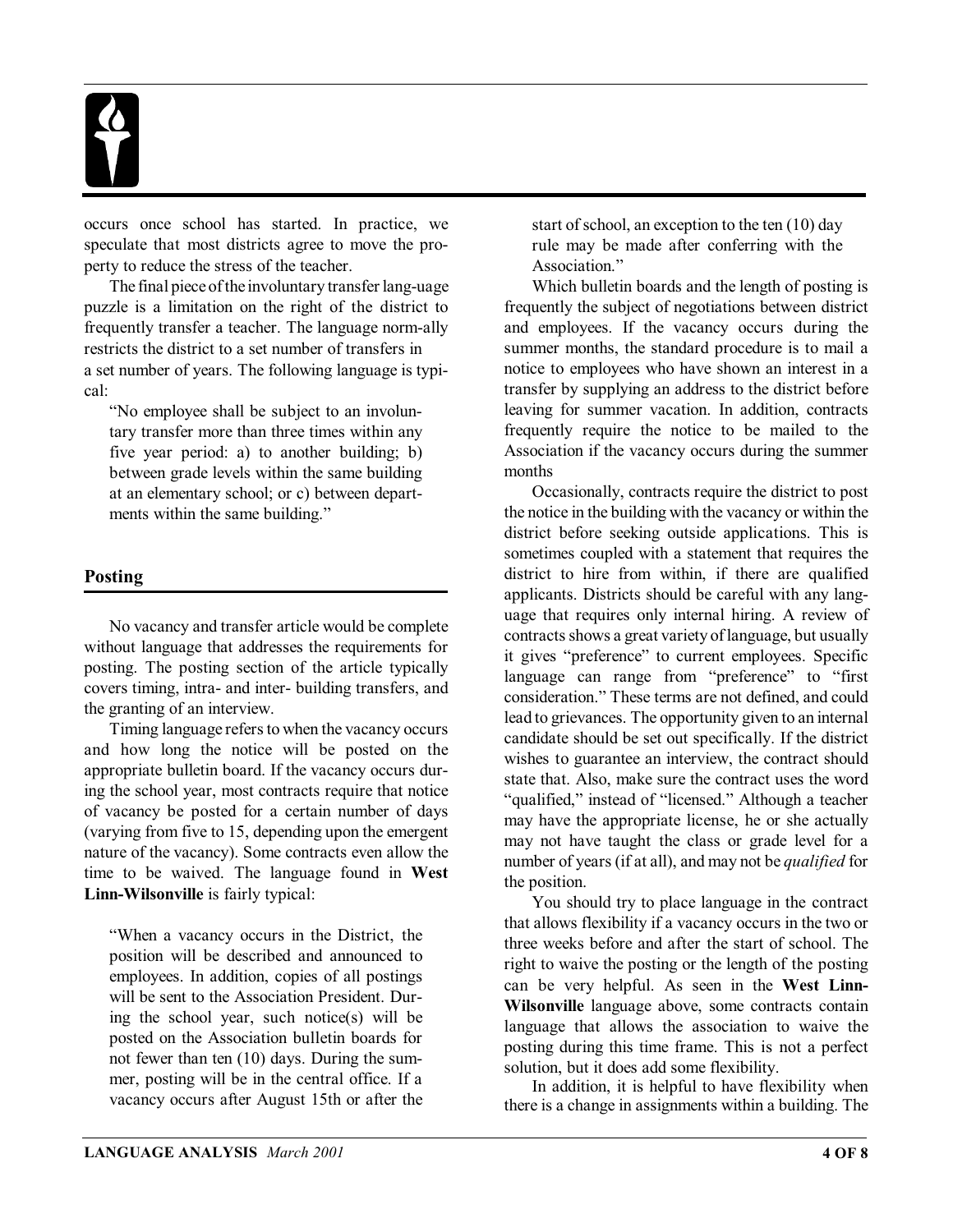occurs once school has started. In practice, we speculate that most districts agree to move the property to reduce the stress of the teacher.

The final piece of the involuntary transfer language puzzle is a limitation on the right of the district to frequently transfer a teacher. The language normally restricts the district to a set number of transfers in a set number of years. The following language is typical:

> "No employee shall be subject to an involuntary transfer more than three times within any five year period: a) to another building; b) between grade levels within the same building at an elementary school; or c) between departments within the same building."

## Posting

No vacancy and transfer article would be complete without language that addresses the requirements for posting. The posting section of the article typically covers timing, intra- and inter- building transfers, and the granting of an interview.

Timing language refers to when the vacancy occurs and how long the notice will be posted on the appropriate bulletin board. If the vacancy occurs during the school year, most contracts require that notice of vacancy be posted for a certain number of days (varying from five to 15, depending upon the emergent nature of the vacancy). Some contracts even allow the time to be waived. The language found in **West Linn-Wilsonville** is fairly typical:

> "When a vacancy occurs in the District, the position will be described and announced to employees. In addition, copies of all postings will be sent to the Association President. During the school year, such notice(s) will be posted on the Association bulletin boards for not fewer than ten (10) days. During the summer, posting will be in the central office. If a vacancy occurs after August 15th or after the start of school, an exception to the ten (10) day rule may be made after conferring with the Association."

Which bulletin boards and the length of posting is frequently the subject of negotiations between district and employees. If the vacancy occurs during the summer months, the standard procedure is to mail a notice to employees who have shown an interest in a transfer by supplying an address to the district before leaving for summer vacation. In addition, contracts frequently require the notice to be mailed to the Association if the vacancy occurs during the summer months

Occasionally, contracts require the district to post the notice in the building with the vacancy or within the district before seeking outside applications. This is sometimes coupled with a statement that requires the district to hire from within, if there are qualified applicants. Districts should be careful with any language that requires only internal hiring. A review of contracts shows a great variety of language, but usually it gives "preference" to current employees. Specific language can range from "preference" to "first consideration." These terms are not defined, and could lead to grievances. The opportunity given to an internal candidate should be set out specifically. If the district wishes to guarantee an interview, the contract should state that. Also, make sure the contract uses the word "qualified," instead of "licensed." Although a teacher may have the appropriate license, he or she actually may not have taught the class or grade level for a number of years (if at all), and may not be *qualified* for the position.

You should try to place language in the contract that allows flexibility if a vacancy occurs in the two or three weeks before and after the start of school. The right to waive the posting or the length of the posting can be very helpful. As seen in the **West Linn-Wilsonville** language above, some contracts contain language that allows the association to waive the posting during this time frame. This is not a perfect solution, but it does add some flexibility.

In addition, it is helpful to have flexibility when there is a change in assignments within a building. The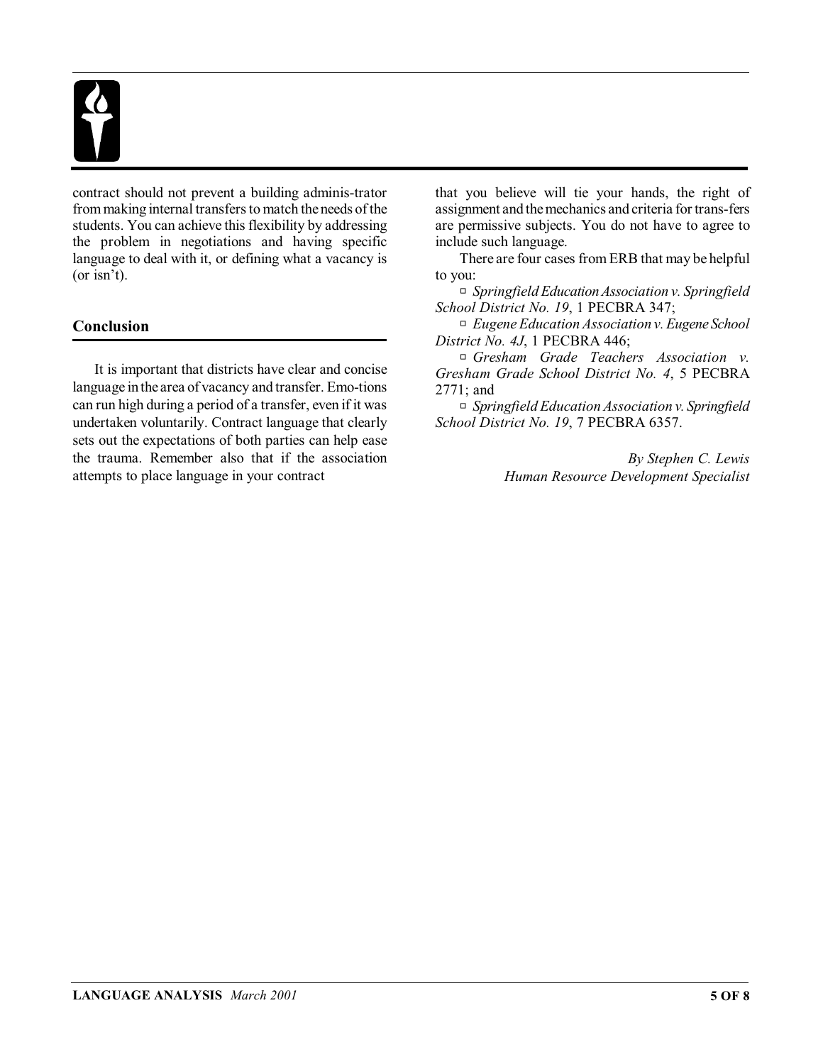contract should not prevent a building adminis-trator from making internal transfers to match the needs of the students. You can achieve this flexibility by addressing the problem in negotiations and having specific language to deal with it, or defining what a vacancy is (or isn't).

## Conclusion

It is important that districts have clear and concise language in the area of vacancy and transfer. Emo-tions can run high during a period of a transfer, even if it was undertaken voluntarily. Contract language that clearly sets out the expectations of both parties can help ease the trauma. Remember also that if the association attempts to place language in your contract that you believe will tie your hands, the right of assignment and the mechanics and criteria for trans-fers are permissive subjects. You do not have to agree to include such language.

There are four cases from ERB that may be helpful to you:

- *Springfield Education Association v. Springfield School District No. 19*, 1 PECBRA 347;
- *Eugene Education Association v. Eugene School District No. 4J*, 1 PECBRA 446;
- *Gresham Grade Teachers Association v. Gresham Grade School District No. 4*, 5 PECBRA 2771; and
- *Springfield Education Association v. Springfield School District No. 19*, 7 PECBRA 6357.

*By Stephen C. Lewis*
*Human Resource Development Specialist*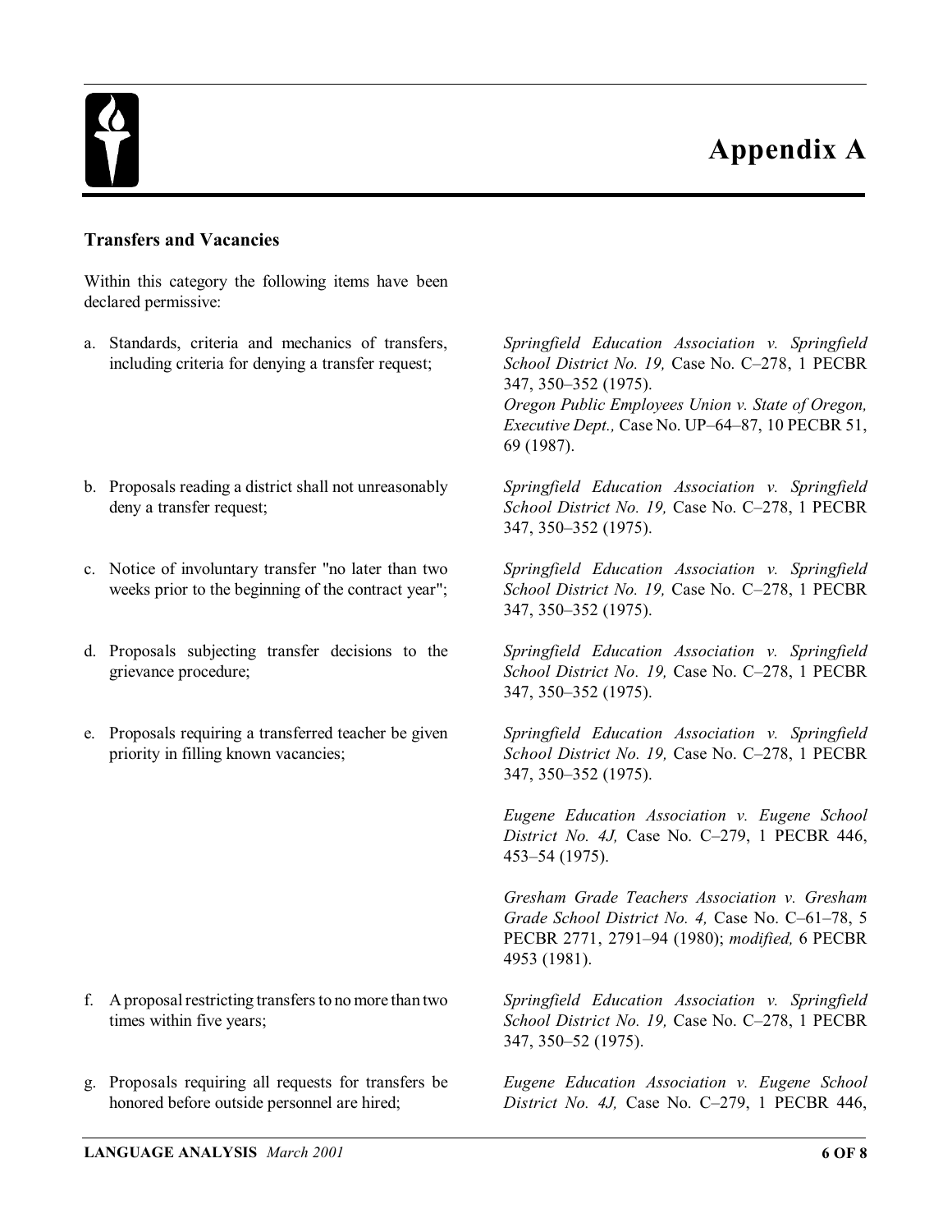# Appendix A

### Transfers and Vacancies

Within this category the following items have been declared permissive:

a. Standards, criteria and mechanics of transfers, including criteria for denying a transfer request;

*Springfield Education Association v. Springfield School District No. 19,* Case No. C–278, 1 PECBR 347, 350–352 (1975).
*Oregon Public Employees Union v. State of Oregon, Executive Dept.,* Case No. UP–64–87, 10 PECBR 51, 69 (1987).

b. Proposals reading a district shall not unreasonably deny a transfer request;

*Springfield Education Association v. Springfield School District No. 19,* Case No. C–278, 1 PECBR 347, 350–352 (1975).

c. Notice of involuntary transfer "no later than two weeks prior to the beginning of the contract year";

*Springfield Education Association v. Springfield School District No. 19,* Case No. C–278, 1 PECBR 347, 350–352 (1975).

d. Proposals subjecting transfer decisions to the grievance procedure;

*Springfield Education Association v. Springfield School District No. 19,* Case No. C–278, 1 PECBR 347, 350–352 (1975).

e. Proposals requiring a transferred teacher be given priority in filling known vacancies;

*Springfield Education Association v. Springfield School District No. 19,* Case No. C–278, 1 PECBR 347, 350–352 (1975).

*Eugene Education Association v. Eugene School District No. 4J,* Case No. C–279, 1 PECBR 446, 453–54 (1975).

*Gresham Grade Teachers Association v. Gresham Grade School District No. 4,* Case No. C–61–78, 5 PECBR 2771, 2791–94 (1980); *modified,* 6 PECBR 4953 (1981).

f. A proposal restricting transfers to no more than two times within five years;

*Springfield Education Association v. Springfield School District No. 19,* Case No. C–278, 1 PECBR 347, 350–52 (1975).

g. Proposals requiring all requests for transfers be honored before outside personnel are hired;

*Eugene Education Association v. Eugene School District No. 4J,* Case No. C–279, 1 PECBR 446,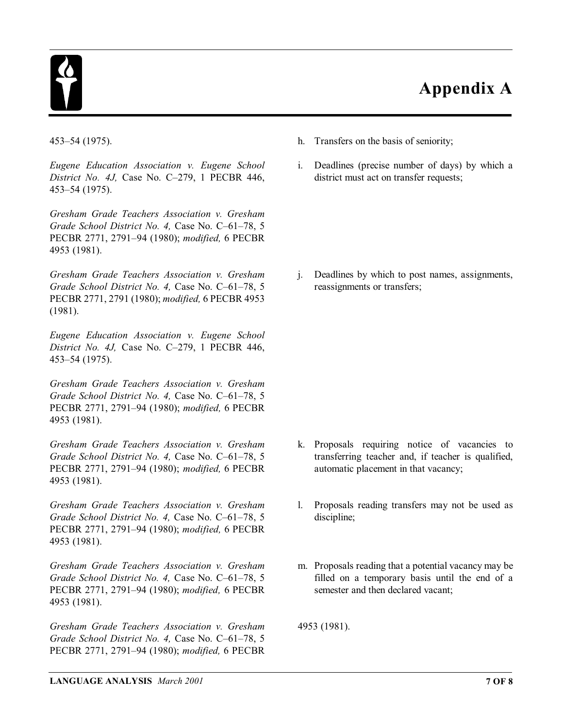# Appendix A

453–54 (1975).

*Eugene Education Association v. Eugene School District No. 4J,* Case No. C–279, 1 PECBR 446, 453–54 (1975).

*Gresham Grade Teachers Association v. Gresham Grade School District No. 4,* Case No. C–61–78, 5 PECBR 2771, 2791–94 (1980); *modified,* 6 PECBR 4953 (1981).

*Gresham Grade Teachers Association v. Gresham Grade School District No. 4,* Case No. C–61–78, 5 PECBR 2771, 2791 (1980); *modified,* 6 PECBR 4953 (1981).

*Eugene Education Association v. Eugene School District No. 4J,* Case No. C–279, 1 PECBR 446, 453–54 (1975).

*Gresham Grade Teachers Association v. Gresham Grade School District No. 4,* Case No. C–61–78, 5 PECBR 2771, 2791–94 (1980); *modified,* 6 PECBR 4953 (1981).

*Gresham Grade Teachers Association v. Gresham Grade School District No. 4,* Case No. C–61–78, 5 PECBR 2771, 2791–94 (1980); *modified,* 6 PECBR 4953 (1981).

*Gresham Grade Teachers Association v. Gresham Grade School District No. 4,* Case No. C–61–78, 5 PECBR 2771, 2791–94 (1980); *modified,* 6 PECBR 4953 (1981).

*Gresham Grade Teachers Association v. Gresham Grade School District No. 4,* Case No. C–61–78, 5 PECBR 2771, 2791–94 (1980); *modified,* 6 PECBR 4953 (1981).

*Gresham Grade Teachers Association v. Gresham Grade School District No. 4,* Case No. C–61–78, 5 PECBR 2771, 2791–94 (1980); *modified,* 6 PECBR

h. Transfers on the basis of seniority;

i. Deadlines (precise number of days) by which a district must act on transfer requests;

j. Deadlines by which to post names, assignments, reassignments or transfers;

k. Proposals requiring notice of vacancies to transferring teacher and, if teacher is qualified, automatic placement in that vacancy;

l. Proposals reading transfers may not be used as discipline;

m. Proposals reading that a potential vacancy may be filled on a temporary basis until the end of a semester and then declared vacant;

4953 (1981).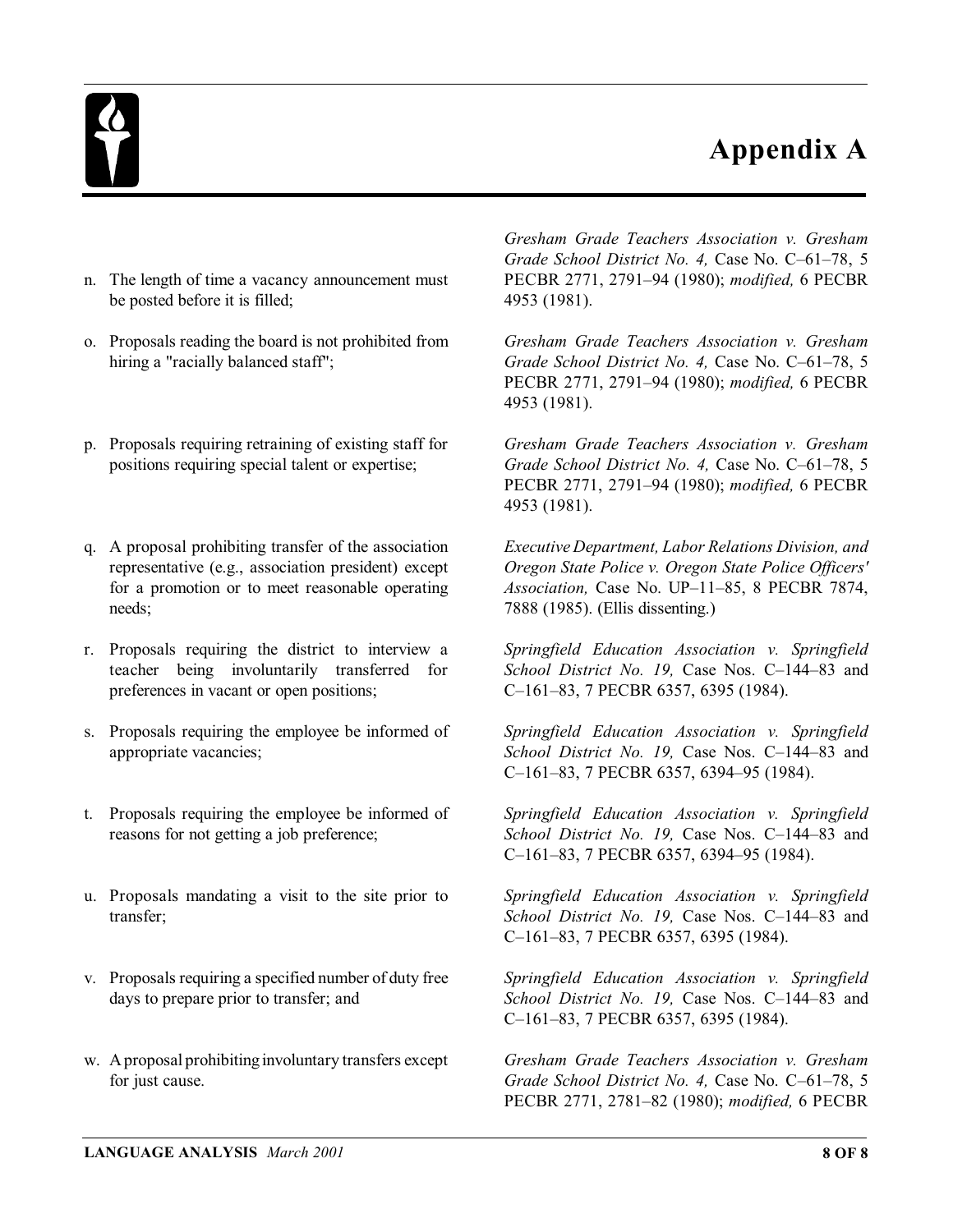# Appendix A

n. The length of time a vacancy announcement must be posted before it is filled;

*Gresham Grade Teachers Association v. Gresham Grade School District No. 4,* Case No. C–61–78, 5 PECBR 2771, 2791–94 (1980); *modified,* 6 PECBR 4953 (1981).

o. Proposals reading the board is not prohibited from hiring a "racially balanced staff";

*Gresham Grade Teachers Association v. Gresham Grade School District No. 4,* Case No. C–61–78, 5 PECBR 2771, 2791–94 (1980); *modified,* 6 PECBR 4953 (1981).

p. Proposals requiring retraining of existing staff for positions requiring special talent or expertise;

*Gresham Grade Teachers Association v. Gresham Grade School District No. 4,* Case No. C–61–78, 5 PECBR 2771, 2791–94 (1980); *modified,* 6 PECBR 4953 (1981).

q. A proposal prohibiting transfer of the association representative (e.g., association president) except for a promotion or to meet reasonable operating needs;

*Executive Department, Labor Relations Division, and Oregon State Police v. Oregon State Police Officers' Association,* Case No. UP–11–85, 8 PECBR 7874, 7888 (1985). (Ellis dissenting.)

r. Proposals requiring the district to interview a teacher being involuntarily transferred for preferences in vacant or open positions;

*Springfield Education Association v. Springfield School District No. 19,* Case Nos. C–144–83 and C–161–83, 7 PECBR 6357, 6395 (1984).

s. Proposals requiring the employee be informed of appropriate vacancies;

*Springfield Education Association v. Springfield School District No. 19,* Case Nos. C–144–83 and C–161–83, 7 PECBR 6357, 6394–95 (1984).

t. Proposals requiring the employee be informed of reasons for not getting a job preference;

*Springfield Education Association v. Springfield School District No. 19,* Case Nos. C–144–83 and C–161–83, 7 PECBR 6357, 6394–95 (1984).

u. Proposals mandating a visit to the site prior to transfer;

*Springfield Education Association v. Springfield School District No. 19,* Case Nos. C–144–83 and C–161–83, 7 PECBR 6357, 6395 (1984).

v. Proposals requiring a specified number of duty free days to prepare prior to transfer; and

*Springfield Education Association v. Springfield School District No. 19,* Case Nos. C–144–83 and C–161–83, 7 PECBR 6357, 6395 (1984).

w. A proposal prohibiting involuntary transfers except for just cause.

*Gresham Grade Teachers Association v. Gresham Grade School District No. 4,* Case No. C–61–78, 5 PECBR 2771, 2781–82 (1980); *modified,* 6 PECBR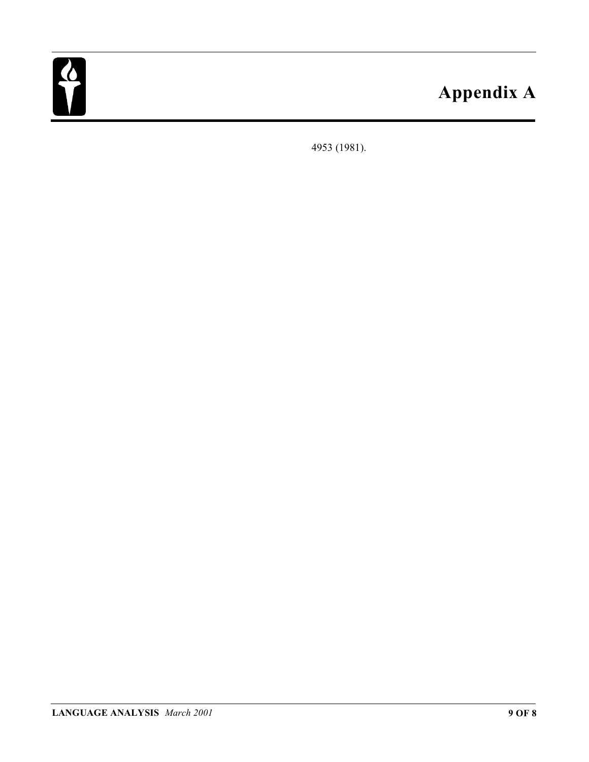# Appendix A

4953 (1981).